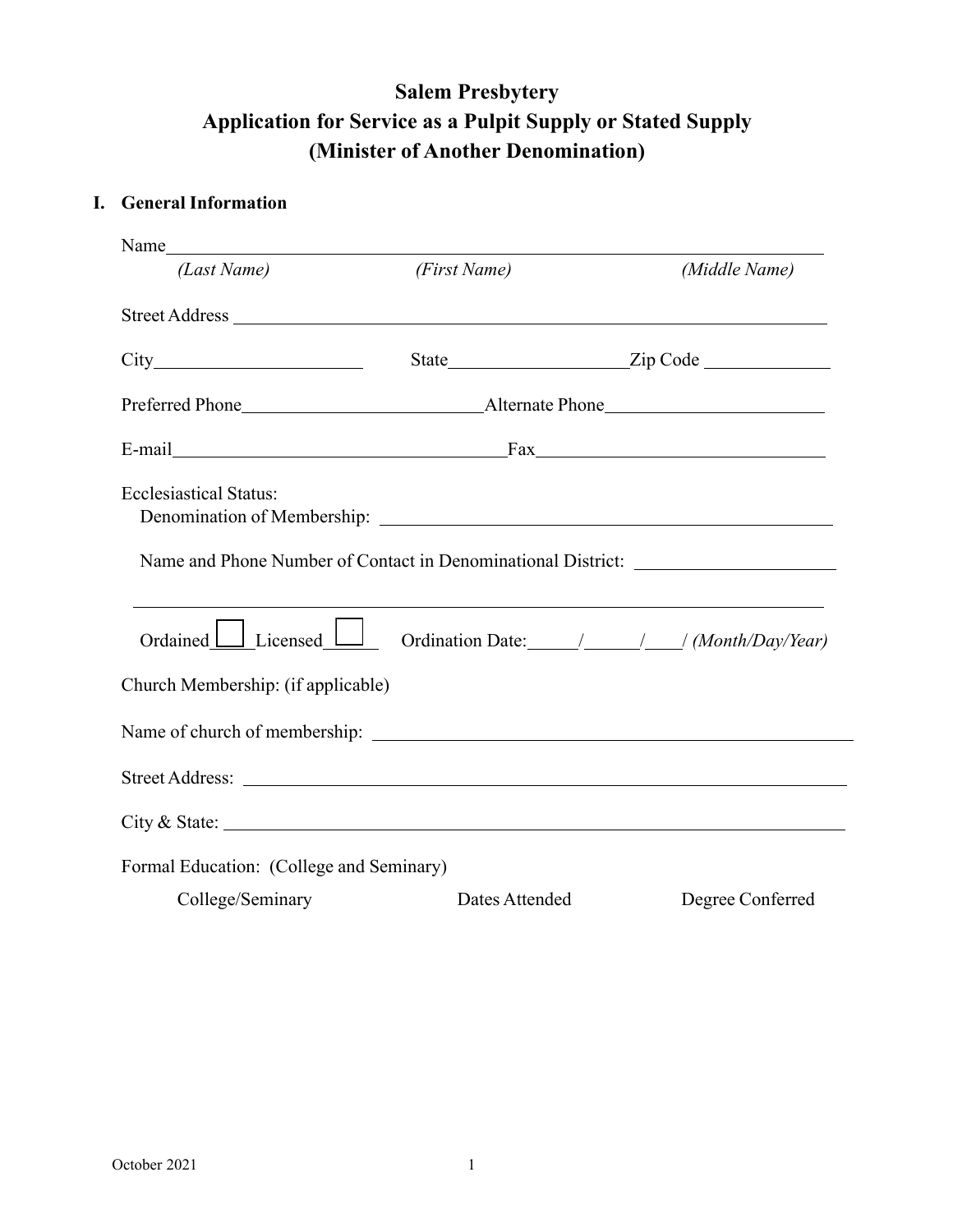# Salem Presbytery
## Application for Service as a Pulpit Supply or Stated Supply
## (Minister of Another Denomination)

### I. General Information

Name_______________________________________________
*(Last Name)* *(First Name)* *(Middle Name)*

Street Address ______________________________________

City____________________ State________________ Zip Code ____________

Preferred Phone______________________ Alternate Phone____________________

E-mail______________________________ Fax__________________________

Ecclesiastical Status:

Denomination of Membership: ________________________________________

Name and Phone Number of Contact in Denominational District: __________________

_______________________________________________________________

Ordained ☐ Licensed ☐ Ordination Date:_____/_____/____/ *(Month/Day/Year)*

Church Membership: (if applicable)

Name of church of membership: _______________________________________

Street Address: _______________________________________________

City & State: _________________________________________________

Formal Education: (College and Seminary)

| College/Seminary | Dates Attended | Degree Conferred |
| --- | --- | --- |

October 2021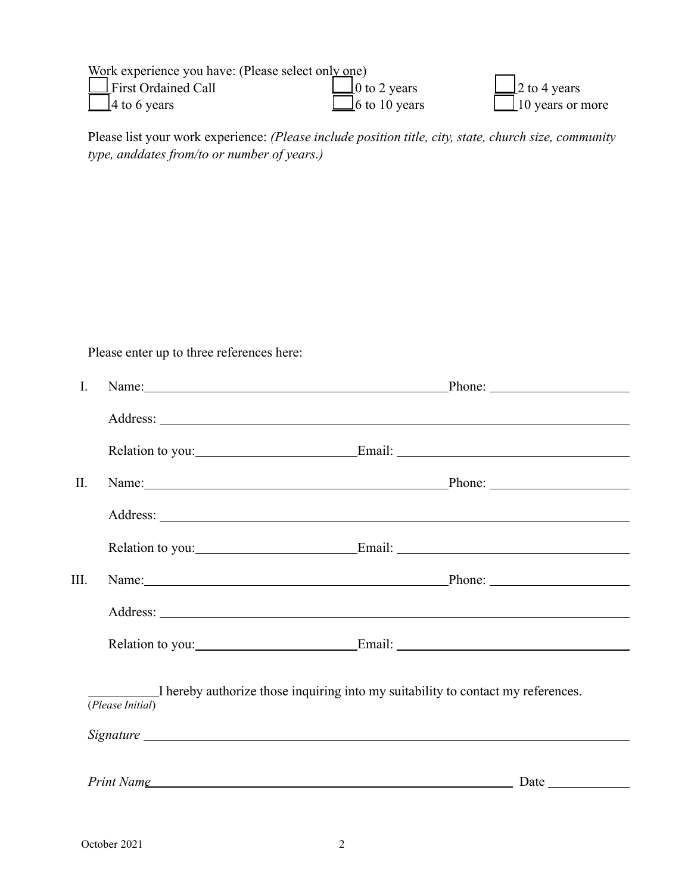Work experience you have: (Please select only one)

| | | |
|---|---|---|
| ☐ First Ordained Call | ☐ 0 to 2 years | ☐ 2 to 4 years |
| ☐ 4 to 6 years | ☐ 6 to 10 years | ☐ 10 years or more |

Please list your work experience: *(Please include position title, city, state, church size, community type, anddates from/to or number of years.)*

Please enter up to three references here:

I. Name: ______________________________ Phone: ______________

Address: ______________________________________________

Relation to you: ________________ Email: ______________________

II. Name: ______________________________ Phone: ______________

Address: ______________________________________________

Relation to you: ________________ Email: ______________________

III. Name: ______________________________ Phone: ______________

Address: ______________________________________________

Relation to you: ________________ Email: ______________________

__________ I hereby authorize those inquiring into my suitability to contact my references.
(*Please Initial*)

*Signature* ______________________________________________

*Print Name* ____________________________________ Date __________

October 2021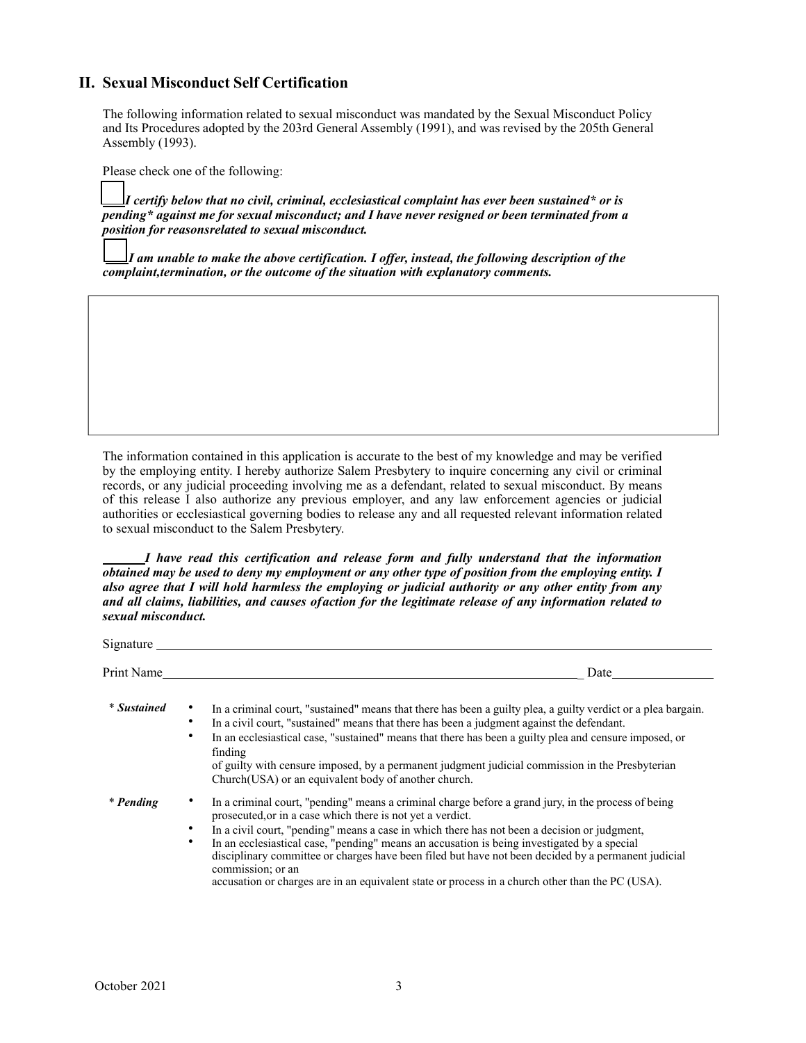## II. Sexual Misconduct Self Certification

The following information related to sexual misconduct was mandated by the Sexual Misconduct Policy and Its Procedures adopted by the 203rd General Assembly (1991), and was revised by the 205th General Assembly (1993).

Please check one of the following:

☐ ***I certify below that no civil, criminal, ecclesiastical complaint has ever been sustained* or is pending* against me for sexual misconduct; and I have never resigned or been terminated from a position for reasonsrelated to sexual misconduct.***

☐ ***I am unable to make the above certification. I offer, instead, the following description of the complaint,termination, or the outcome of the situation with explanatory comments.***

| |
|---|
| |

The information contained in this application is accurate to the best of my knowledge and may be verified by the employing entity. I hereby authorize Salem Presbytery to inquire concerning any civil or criminal records, or any judicial proceeding involving me as a defendant, related to sexual misconduct. By means of this release I also authorize any previous employer, and any law enforcement agencies or judicial authorities or ecclesiastical governing bodies to release any and all requested relevant information related to sexual misconduct to the Salem Presbytery.

______***I have read this certification and release form and fully understand that the information obtained may be used to deny my employment or any other type of position from the employing entity. I also agree that I will hold harmless the employing or judicial authority or any other entity from any and all claims, liabilities, and causes ofaction for the legitimate release of any information related to sexual misconduct.***

Signature ______________________________________________

Print Name______________________________________________ Date______________

\* ***Sustained***

- In a criminal court, "sustained" means that there has been a guilty plea, a guilty verdict or a plea bargain.
- In a civil court, "sustained" means that there has been a judgment against the defendant.
- In an ecclesiastical case, "sustained" means that there has been a guilty plea and censure imposed, or finding of guilty with censure imposed, by a permanent judgment judicial commission in the Presbyterian Church(USA) or an equivalent body of another church.

\* ***Pending***

- In a criminal court, "pending" means a criminal charge before a grand jury, in the process of being prosecuted,or in a case which there is not yet a verdict.
- In a civil court, "pending" means a case in which there has not been a decision or judgment,
- In an ecclesiastical case, "pending" means an accusation is being investigated by a special disciplinary committee or charges have been filed but have not been decided by a permanent judicial commission; or an accusation or charges are in an equivalent state or process in a church other than the PC (USA).

October 2021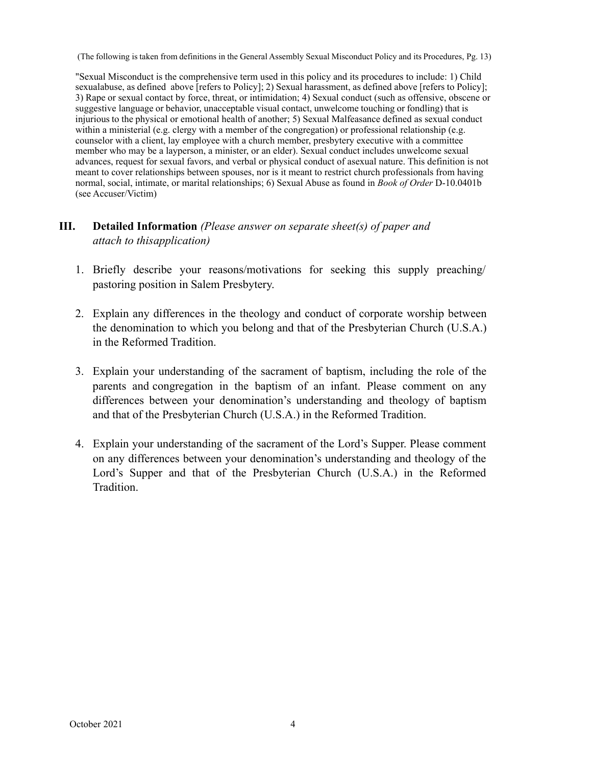(The following is taken from definitions in the General Assembly Sexual Misconduct Policy and its Procedures, Pg. 13)

"Sexual Misconduct is the comprehensive term used in this policy and its procedures to include: 1) Child sexualabuse, as defined above [refers to Policy]; 2) Sexual harassment, as defined above [refers to Policy]; 3) Rape or sexual contact by force, threat, or intimidation; 4) Sexual conduct (such as offensive, obscene or suggestive language or behavior, unacceptable visual contact, unwelcome touching or fondling) that is injurious to the physical or emotional health of another; 5) Sexual Malfeasance defined as sexual conduct within a ministerial (e.g. clergy with a member of the congregation) or professional relationship (e.g. counselor with a client, lay employee with a church member, presbytery executive with a committee member who may be a layperson, a minister, or an elder). Sexual conduct includes unwelcome sexual advances, request for sexual favors, and verbal or physical conduct of asexual nature. This definition is not meant to cover relationships between spouses, nor is it meant to restrict church professionals from having normal, social, intimate, or marital relationships; 6) Sexual Abuse as found in *Book of Order* D-10.0401b (see Accuser/Victim)

## III. Detailed Information *(Please answer on separate sheet(s) of paper and attach to thisapplication)*

1. Briefly describe your reasons/motivations for seeking this supply preaching/ pastoring position in Salem Presbytery.
2. Explain any differences in the theology and conduct of corporate worship between the denomination to which you belong and that of the Presbyterian Church (U.S.A.) in the Reformed Tradition.
3. Explain your understanding of the sacrament of baptism, including the role of the parents and congregation in the baptism of an infant. Please comment on any differences between your denomination's understanding and theology of baptism and that of the Presbyterian Church (U.S.A.) in the Reformed Tradition.
4. Explain your understanding of the sacrament of the Lord's Supper. Please comment on any differences between your denomination's understanding and theology of the Lord's Supper and that of the Presbyterian Church (U.S.A.) in the Reformed Tradition.